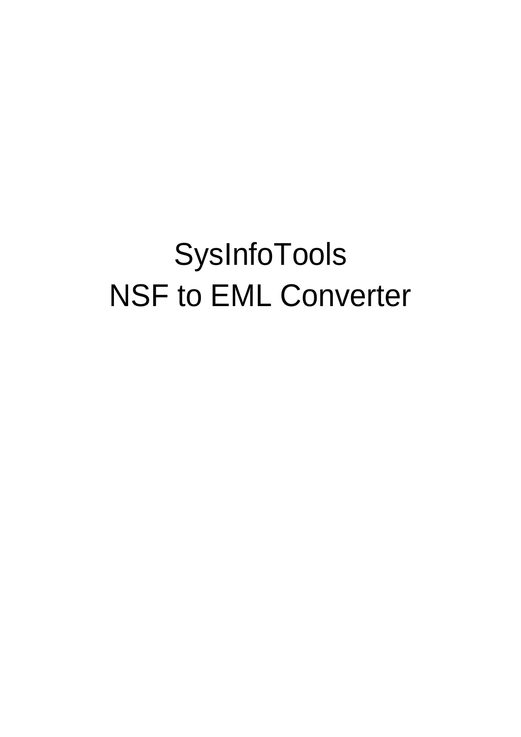# SysInfoTools
# NSF to EML Converter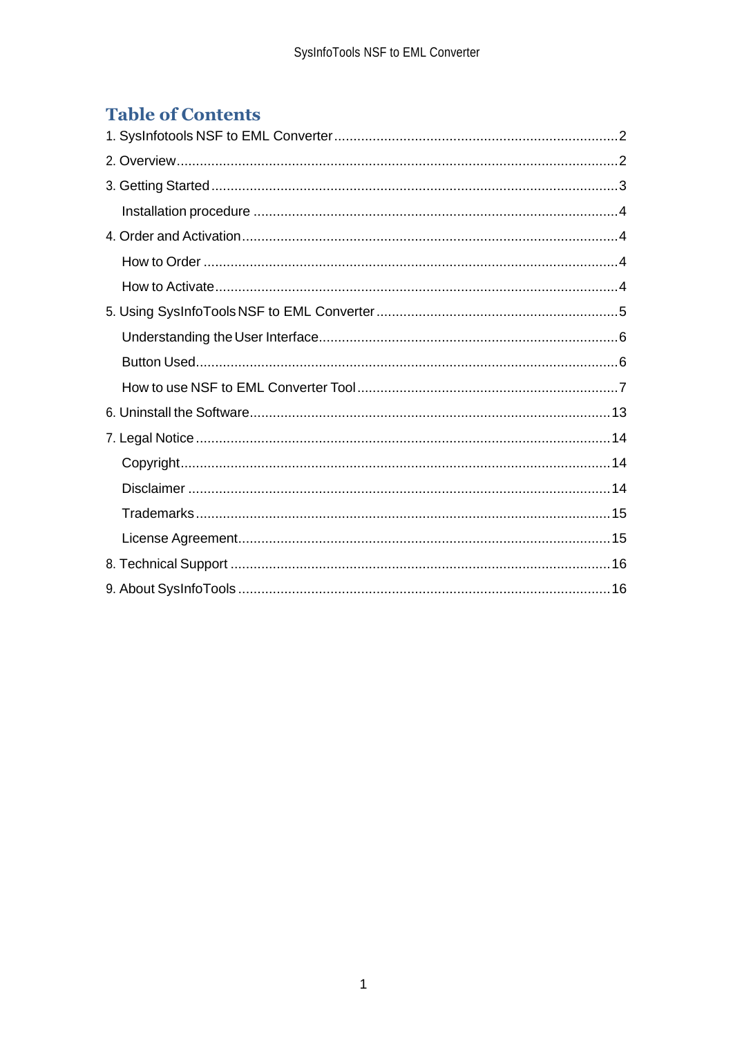# Table of Contents

1. SysInfotools NSF to EML Converter ........................................................................ 2
2. Overview ........................................................................................................... 2
3. Getting Started ................................................................................................... 3
   - Installation procedure ..................................................................................... 4
4. Order and Activation ............................................................................................ 4
   - How to Order ................................................................................................... 4
   - How to Activate ............................................................................................... 4
5. Using SysInfoTools NSF to EML Converter ............................................................ 5
   - Understanding the User Interface ...................................................................... 6
   - Button Used ..................................................................................................... 6
   - How to use NSF to EML Converter Tool ............................................................. 7
6. Uninstall the Software ......................................................................................... 13
7. Legal Notice ....................................................................................................... 14
   - Copyright ....................................................................................................... 14
   - Disclaimer ...................................................................................................... 14
   - Trademarks .................................................................................................... 15
   - License Agreement .......................................................................................... 15
8. Technical Support ............................................................................................... 16
9. About SysInfoTools ............................................................................................. 16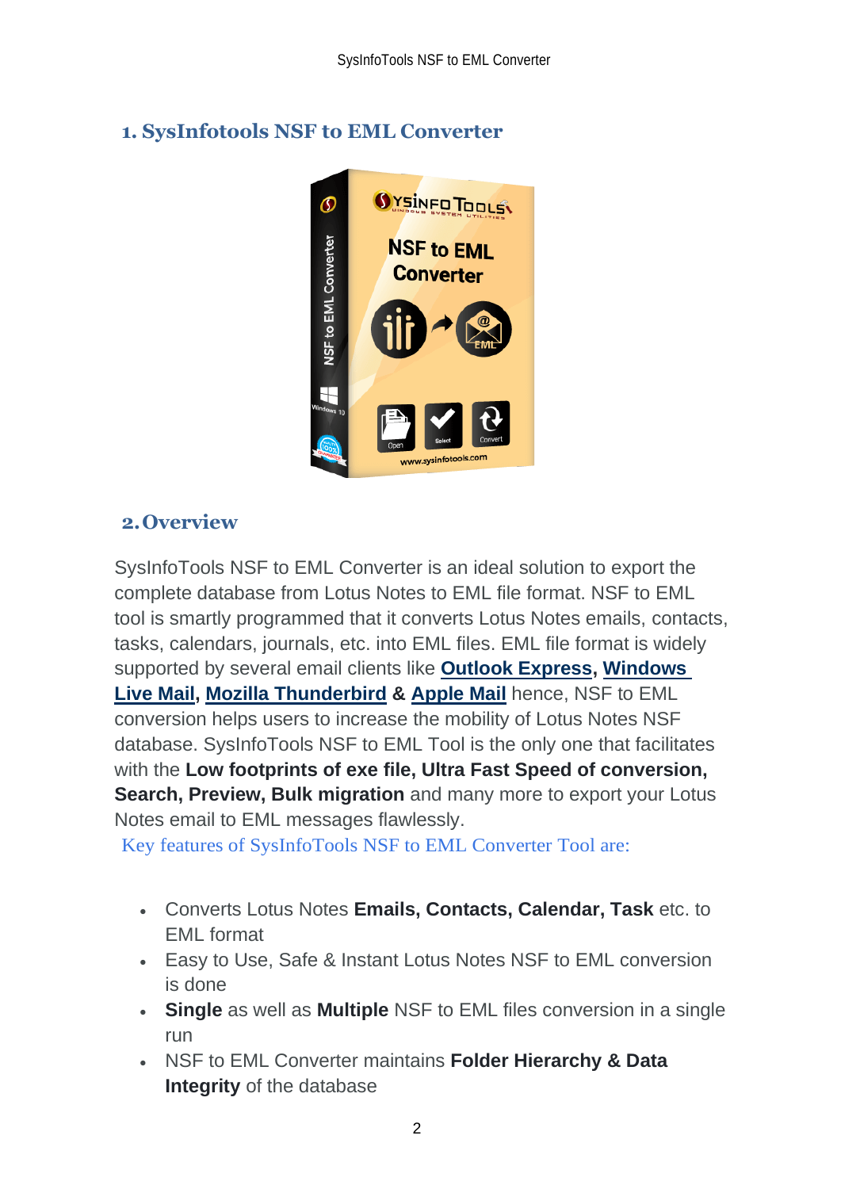## 1. SysInfotools NSF to EML Converter

## 2. Overview

SysInfoTools NSF to EML Converter is an ideal solution to export the complete database from Lotus Notes to EML file format. NSF to EML tool is smartly programmed that it converts Lotus Notes emails, contacts, tasks, calendars, journals, etc. into EML files. EML file format is widely supported by several email clients like **Outlook Express**, **Windows Live Mail**, **Mozilla Thunderbird** & **Apple Mail** hence, NSF to EML conversion helps users to increase the mobility of Lotus Notes NSF database. SysInfoTools NSF to EML Tool is the only one that facilitates with the **Low footprints of exe file, Ultra Fast Speed of conversion, Search, Preview, Bulk migration** and many more to export your Lotus Notes email to EML messages flawlessly.

Key features of SysInfoTools NSF to EML Converter Tool are:

- Converts Lotus Notes **Emails, Contacts, Calendar, Task** etc. to EML format
- Easy to Use, Safe & Instant Lotus Notes NSF to EML conversion is done
- **Single** as well as **Multiple** NSF to EML files conversion in a single run
- NSF to EML Converter maintains **Folder Hierarchy & Data Integrity** of the database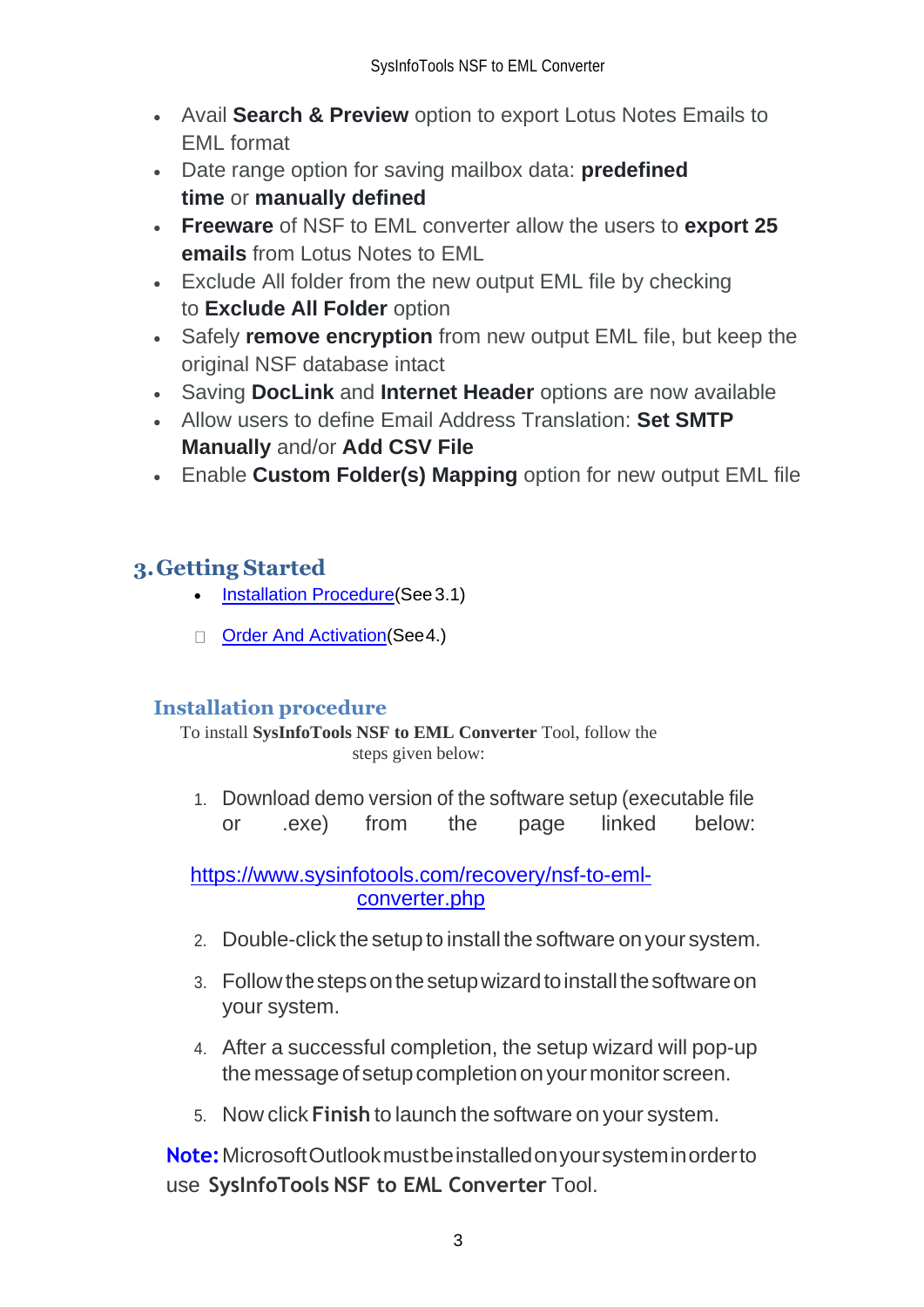- Avail **Search & Preview** option to export Lotus Notes Emails to EML format
- Date range option for saving mailbox data: **predefined time** or **manually defined**
- **Freeware** of NSF to EML converter allow the users to **export 25 emails** from Lotus Notes to EML
- Exclude All folder from the new output EML file by checking to **Exclude All Folder** option
- Safely **remove encryption** from new output EML file, but keep the original NSF database intact
- Saving **DocLink** and **Internet Header** options are now available
- Allow users to define Email Address Translation: **Set SMTP Manually** and/or **Add CSV File**
- Enable **Custom Folder(s) Mapping** option for new output EML file

## 3. Getting Started

- [Installation Procedure](See 3.1)
- [Order And Activation](See 4.)

### Installation procedure

To install **SysInfoTools NSF to EML Converter** Tool, follow the steps given below:

1. Download demo version of the software setup (executable file or .exe) from the page linked below:

   https://www.sysinfotools.com/recovery/nsf-to-eml-converter.php

2. Double-click the setup to install the software on your system.
3. Follow the steps on the setup wizard to install the software on your system.
4. After a successful completion, the setup wizard will pop-up the message of setup completion on your monitor screen.
5. Now click **Finish** to launch the software on your system.

**Note:** Microsoft Outlook must be installed on your system in order to use **SysInfoTools NSF to EML Converter** Tool.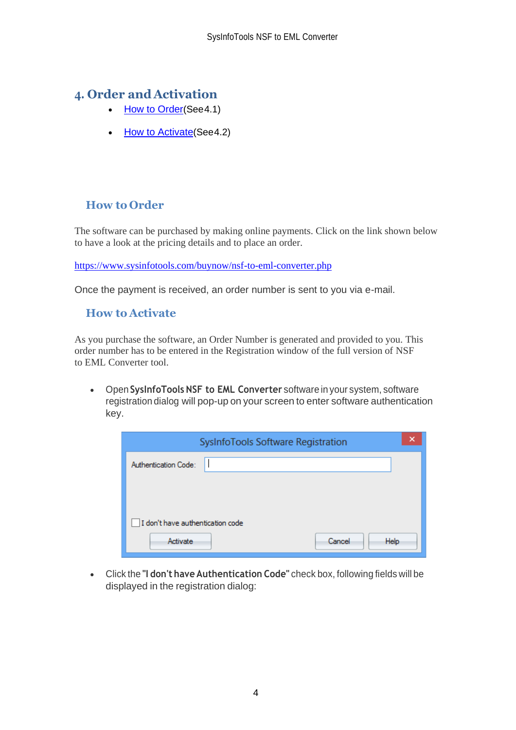## 4. Order and Activation

- How to Order(See4.1)
- How to Activate(See4.2)

### How to Order

The software can be purchased by making online payments. Click on the link shown below to have a look at the pricing details and to place an order.

https://www.sysinfotools.com/buynow/nsf-to-eml-converter.php

Once the payment is received, an order number is sent to you via e-mail.

### How to Activate

As you purchase the software, an Order Number is generated and provided to you. This order number has to be entered in the Registration window of the full version of NSF to EML Converter tool.

- Open **SysInfoTools NSF to EML Converter** software in your system, software registration dialog will pop-up on your screen to enter software authentication key.

- Click the **"I don't have Authentication Code"** check box, following fields will be displayed in the registration dialog: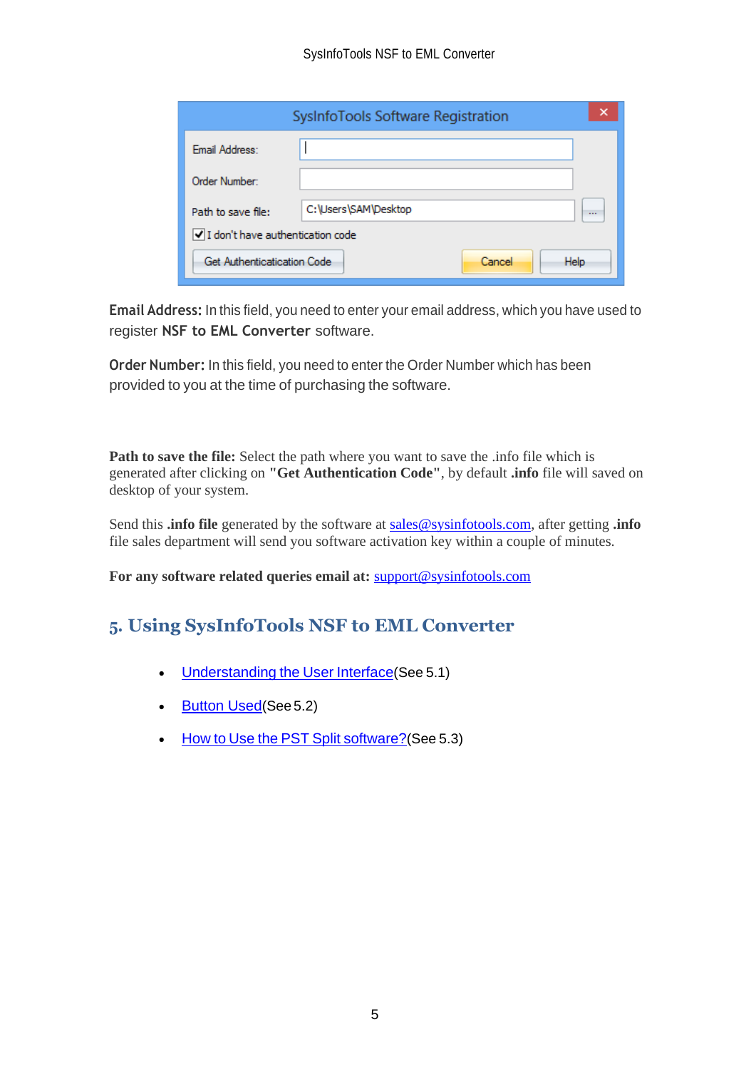**Email Address:** In this field, you need to enter your email address, which you have used to register **NSF to EML Converter** software.

**Order Number:** In this field, you need to enter the Order Number which has been provided to you at the time of purchasing the software.

**Path to save the file:** Select the path where you want to save the .info file which is generated after clicking on **"Get Authentication Code"**, by default **.info** file will saved on desktop of your system.

Send this **.info file** generated by the software at sales@sysinfotools.com, after getting **.info** file sales department will send you software activation key within a couple of minutes.

**For any software related queries email at:** support@sysinfotools.com

## 5. Using SysInfoTools NSF to EML Converter

- Understanding the User Interface(See 5.1)
- Button Used(See 5.2)
- How to Use the PST Split software?(See 5.3)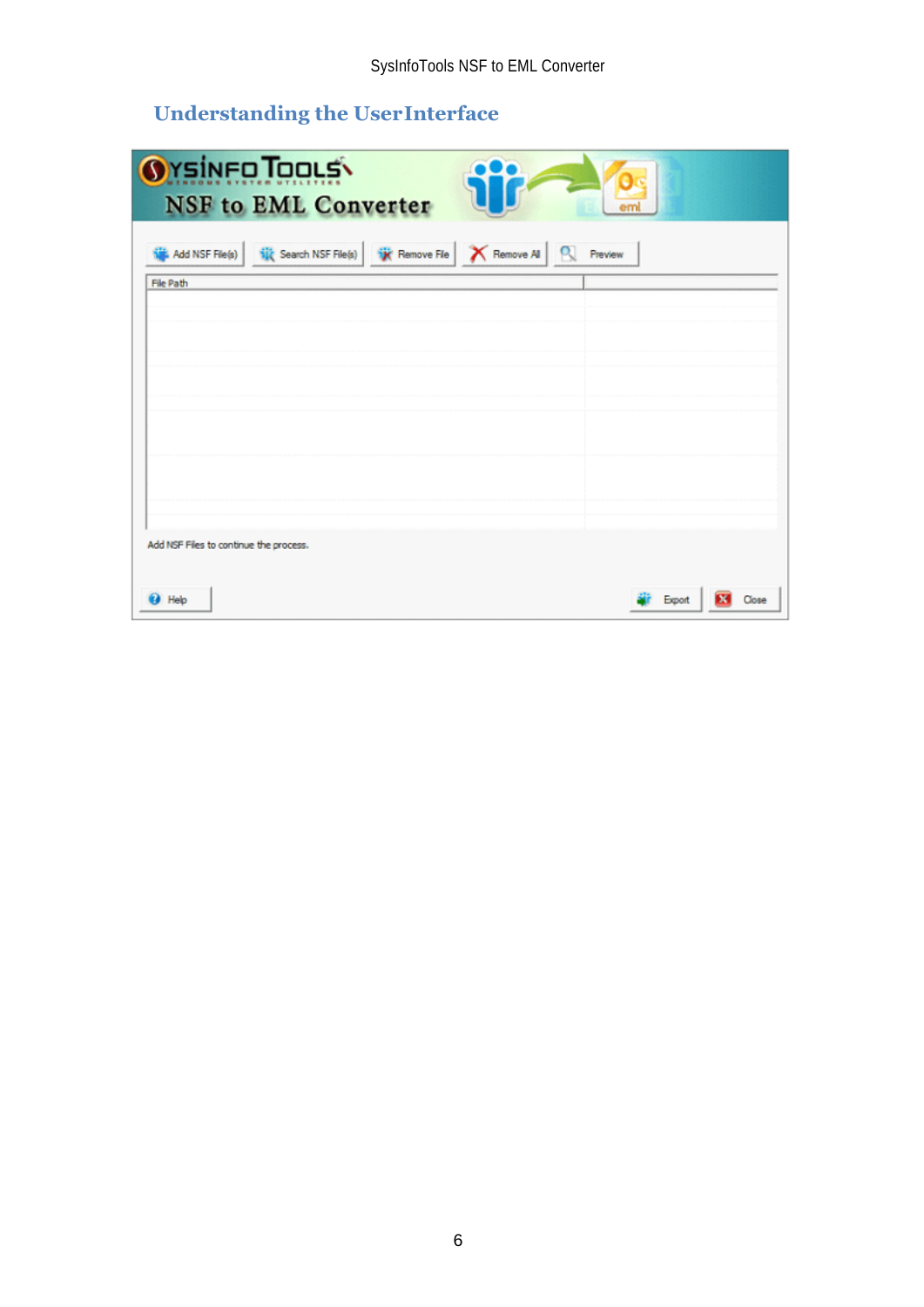## Understanding the UserInterface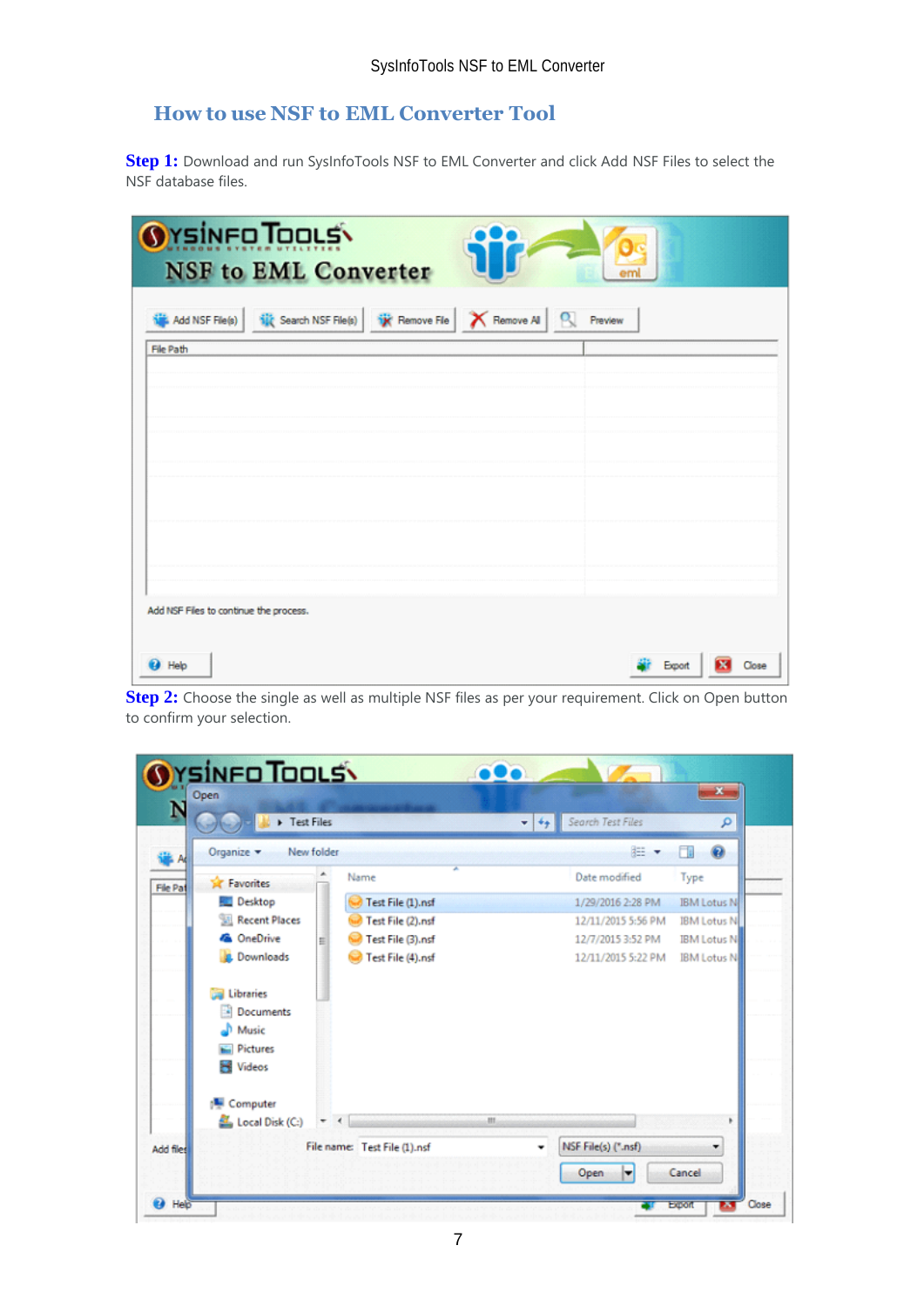## How to use NSF to EML Converter Tool

**Step 1:** Download and run SysInfoTools NSF to EML Converter and click Add NSF Files to select the NSF database files.

**Step 2:** Choose the single as well as multiple NSF files as per your requirement. Click on Open button to confirm your selection.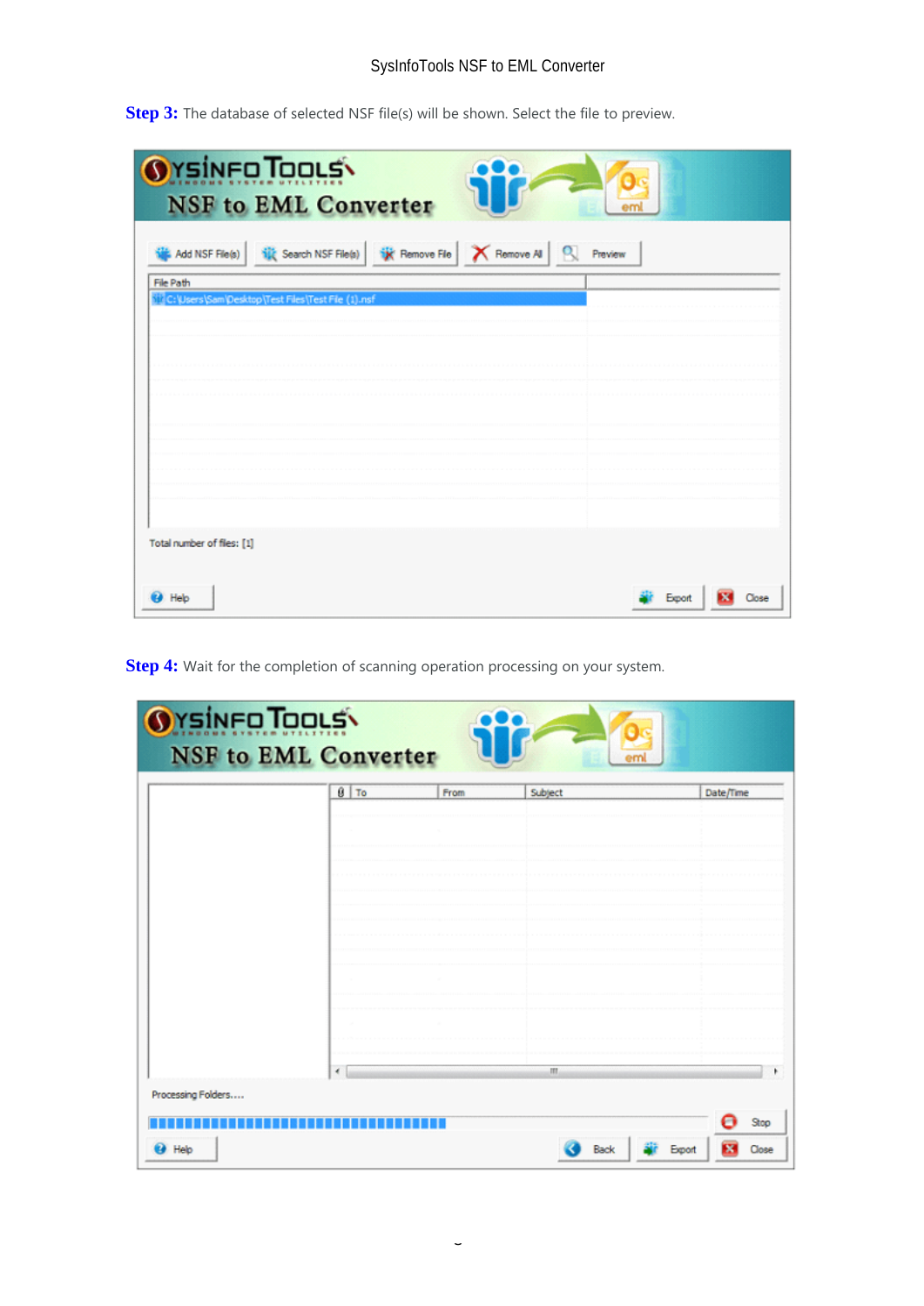**Step 3:** The database of selected NSF file(s) will be shown. Select the file to preview.

**Step 4:** Wait for the completion of scanning operation processing on your system.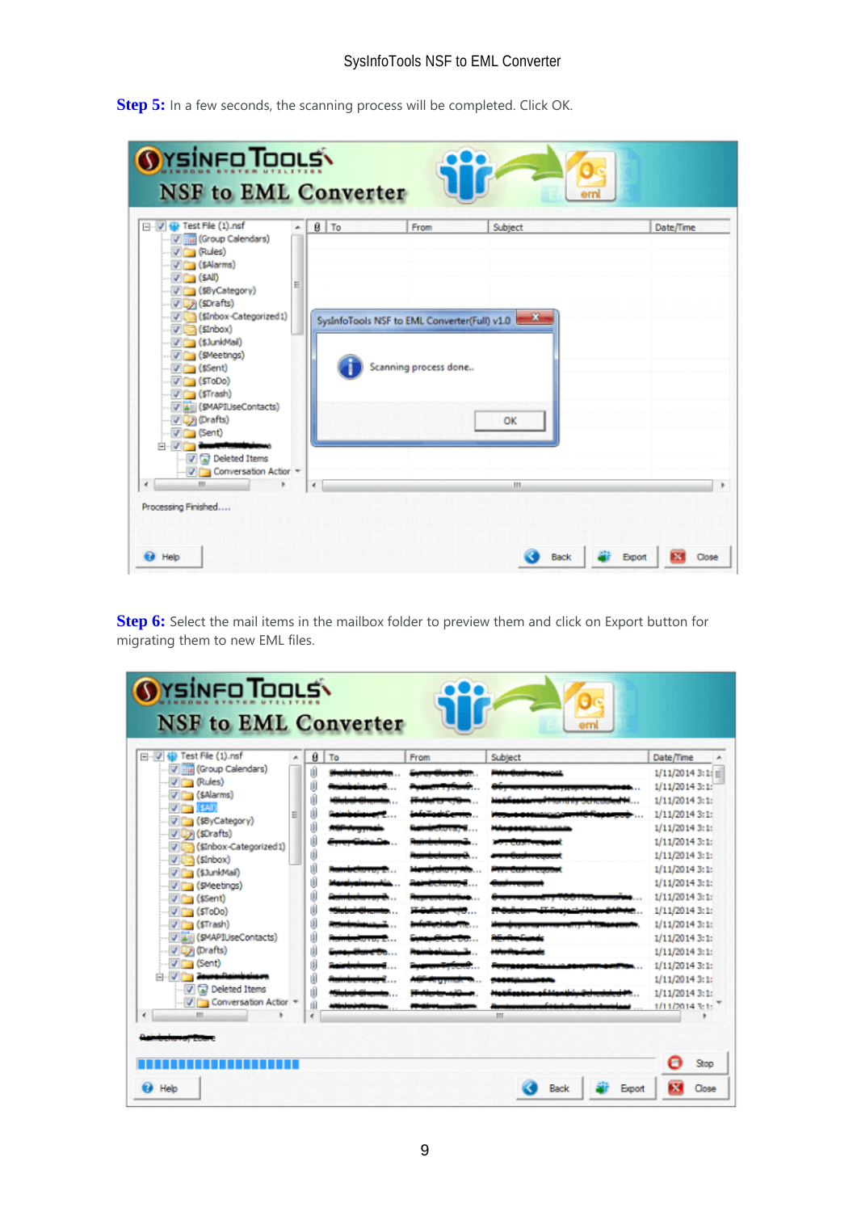**Step 5:** In a few seconds, the scanning process will be completed. Click OK.

**Step 6:** Select the mail items in the mailbox folder to preview them and click on Export button for migrating them to new EML files.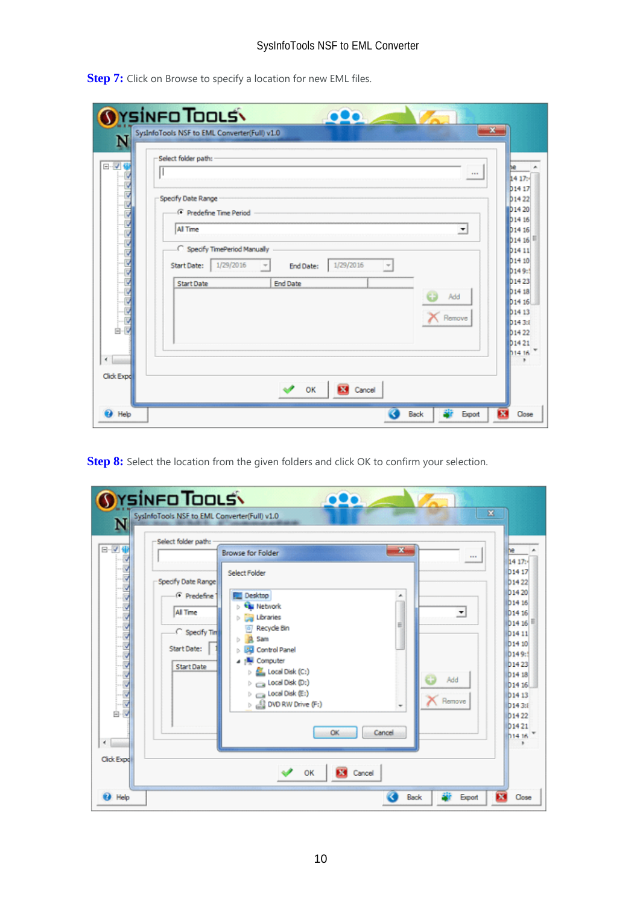**Step 7:** Click on Browse to specify a location for new EML files.

**Step 8:** Select the location from the given folders and click OK to confirm your selection.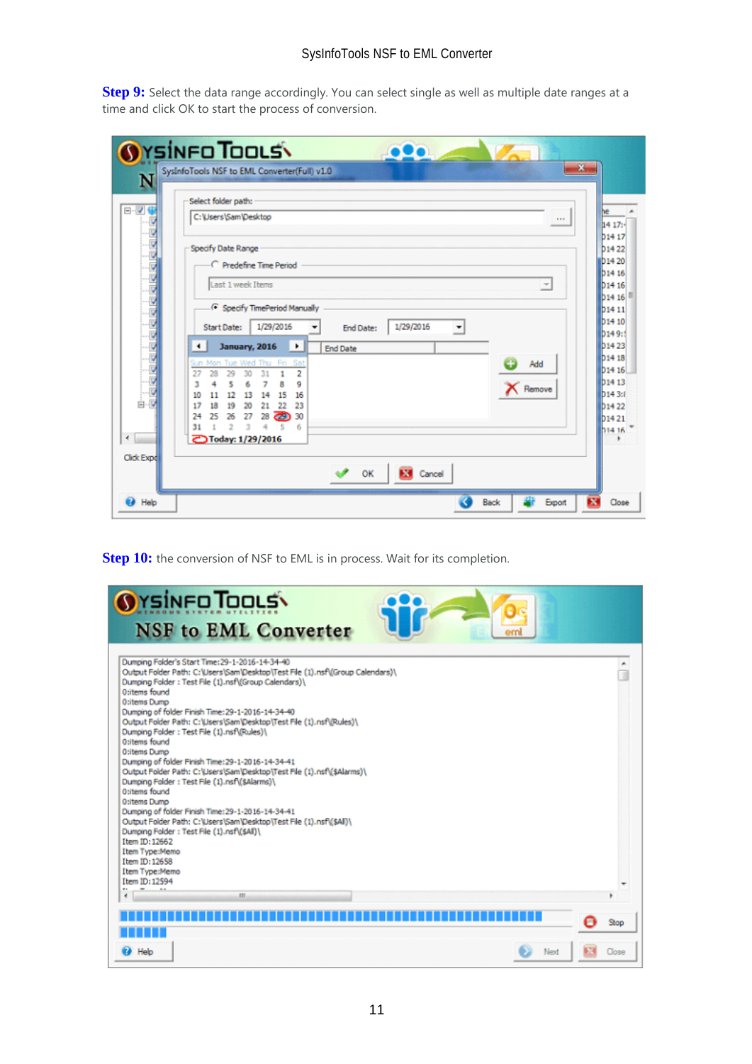**Step 9:** Select the data range accordingly. You can select single as well as multiple date ranges at a time and click OK to start the process of conversion.

**Step 10:** the conversion of NSF to EML is in process. Wait for its completion.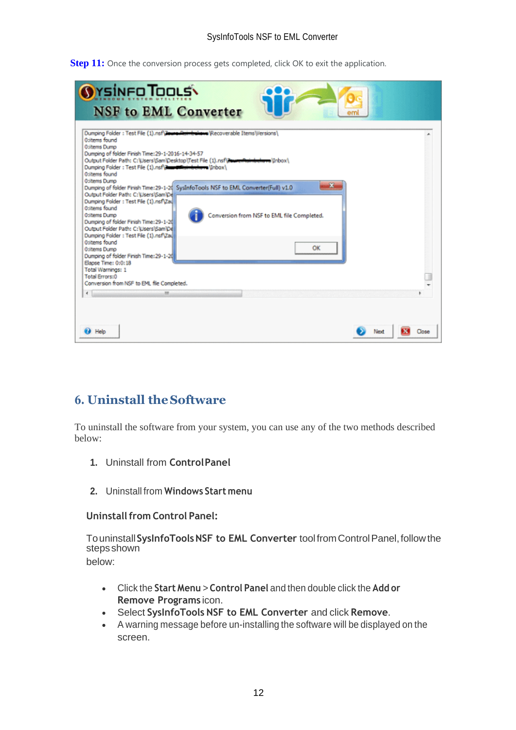**Step 11:** Once the conversion process gets completed, click OK to exit the application.

## 6. Uninstall the Software

To uninstall the software from your system, you can use any of the two methods described below:

1. Uninstall from **Control Panel**

2. Uninstall from **Windows Start menu**

### Uninstall from Control Panel:

To uninstall **SysInfoTools NSF to EML Converter** tool from Control Panel, follow the steps shown
below:

- Click the **Start Menu** > **Control Panel** and then double click the **Add or Remove Programs** icon.
- Select **SysInfoTools NSF to EML Converter** and click **Remove**.
- A warning message before un-installing the software will be displayed on the screen.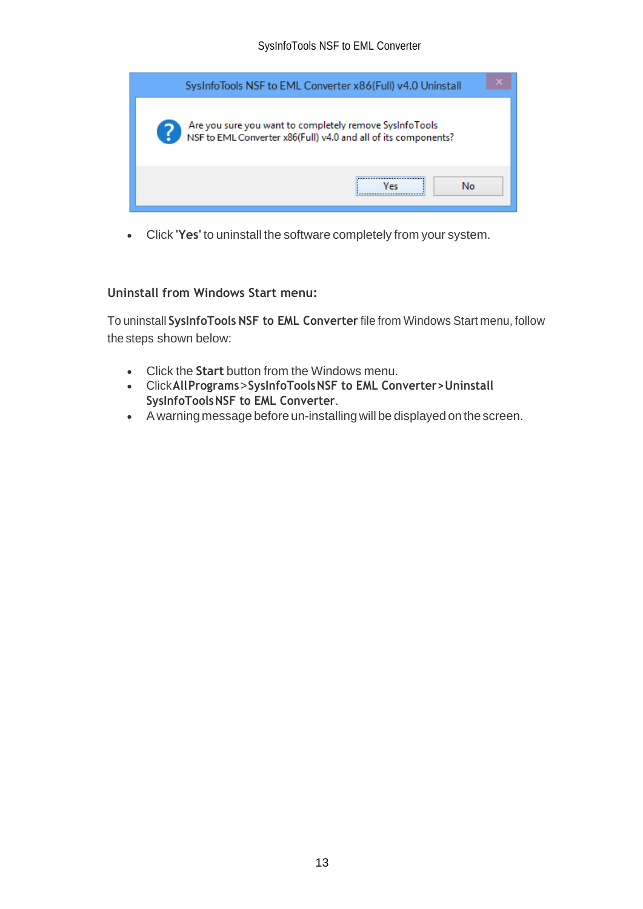- Click '**Yes**' to uninstall the software completely from your system.

### Uninstall from Windows Start menu:

To uninstall **SysInfoTools NSF to EML Converter** file from Windows Start menu, follow the steps shown below:

- Click the **Start** button from the Windows menu.
- Click **All Programs** > **SysInfoTools NSF to EML Converter** > **Uninstall SysInfoTools NSF to EML Converter**.
- A warning message before un-installing will be displayed on the screen.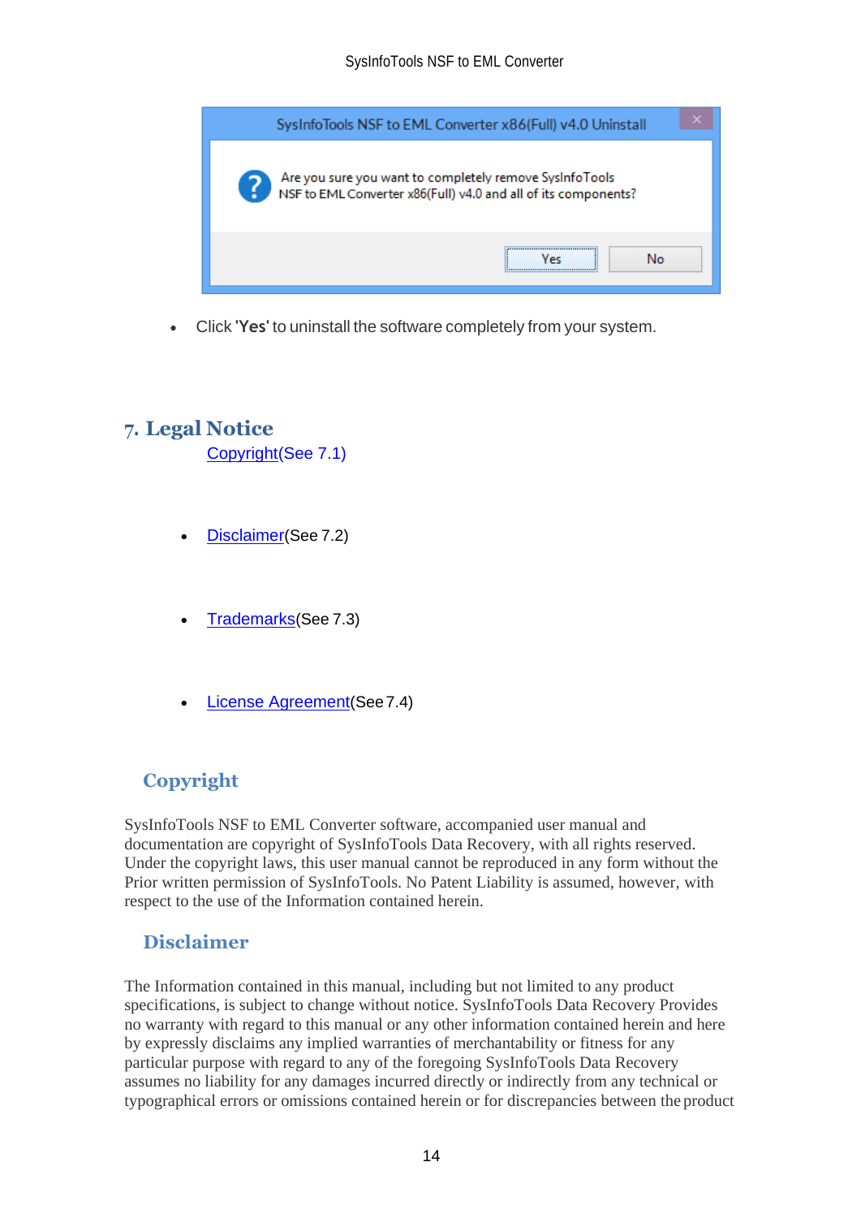- Click '**Yes**' to uninstall the software completely from your system.

# 7. Legal Notice

Copyright(See 7.1)

- Disclaimer(See 7.2)

- Trademarks(See 7.3)

- License Agreement(See 7.4)

## Copyright

SysInfoTools NSF to EML Converter software, accompanied user manual and documentation are copyright of SysInfoTools Data Recovery, with all rights reserved. Under the copyright laws, this user manual cannot be reproduced in any form without the Prior written permission of SysInfoTools. No Patent Liability is assumed, however, with respect to the use of the Information contained herein.

## Disclaimer

The Information contained in this manual, including but not limited to any product specifications, is subject to change without notice. SysInfoTools Data Recovery Provides no warranty with regard to this manual or any other information contained herein and here by expressly disclaims any implied warranties of merchantability or fitness for any particular purpose with regard to any of the foregoing SysInfoTools Data Recovery assumes no liability for any damages incurred directly or indirectly from any technical or typographical errors or omissions contained herein or for discrepancies between the product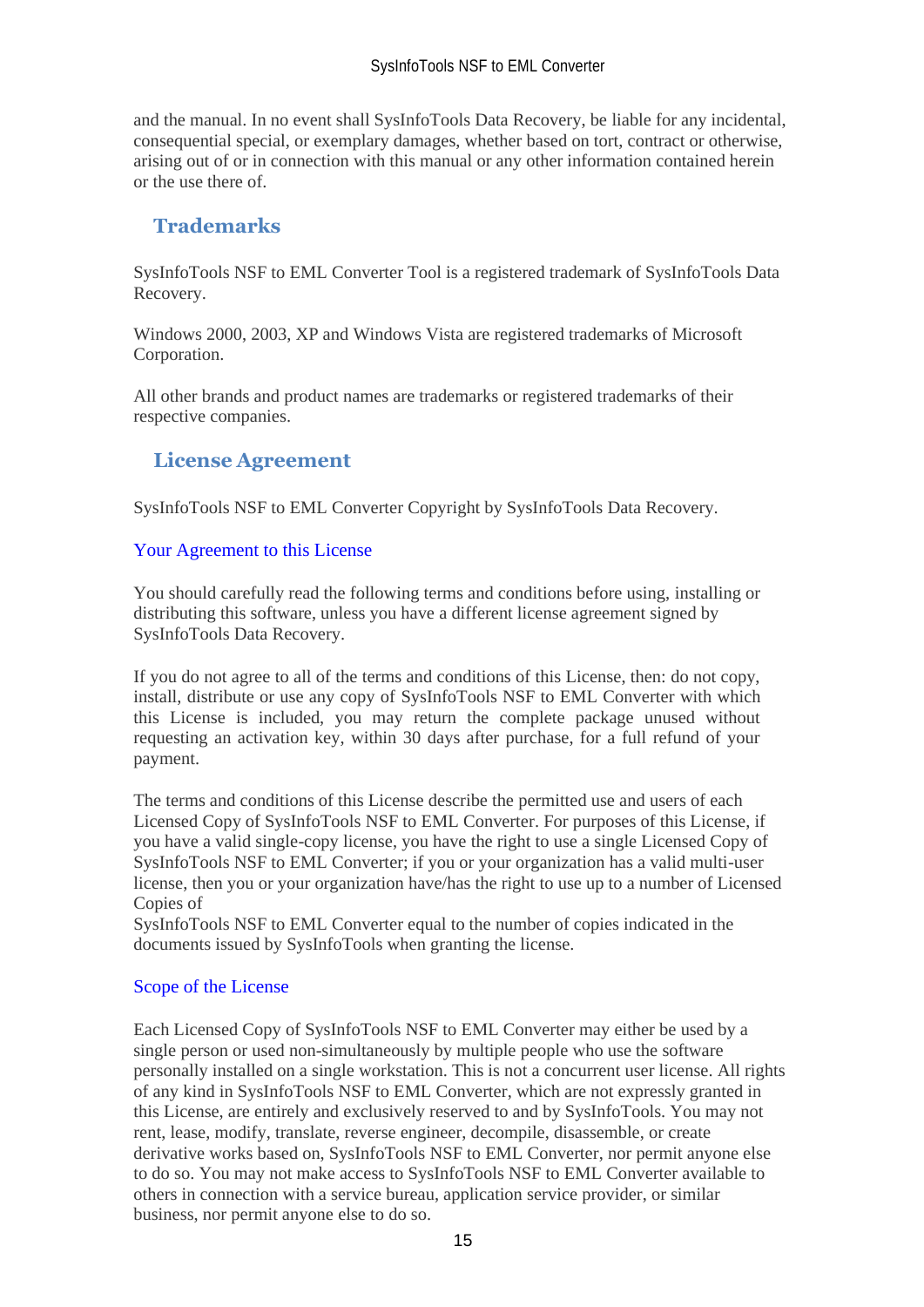and the manual. In no event shall SysInfoTools Data Recovery, be liable for any incidental, consequential special, or exemplary damages, whether based on tort, contract or otherwise, arising out of or in connection with this manual or any other information contained herein or the use there of.

## Trademarks

SysInfoTools NSF to EML Converter Tool is a registered trademark of SysInfoTools Data Recovery.

Windows 2000, 2003, XP and Windows Vista are registered trademarks of Microsoft Corporation.

All other brands and product names are trademarks or registered trademarks of their respective companies.

## License Agreement

SysInfoTools NSF to EML Converter Copyright by SysInfoTools Data Recovery.

### Your Agreement to this License

You should carefully read the following terms and conditions before using, installing or distributing this software, unless you have a different license agreement signed by SysInfoTools Data Recovery.

If you do not agree to all of the terms and conditions of this License, then: do not copy, install, distribute or use any copy of SysInfoTools NSF to EML Converter with which this License is included, you may return the complete package unused without requesting an activation key, within 30 days after purchase, for a full refund of your payment.

The terms and conditions of this License describe the permitted use and users of each Licensed Copy of SysInfoTools NSF to EML Converter. For purposes of this License, if you have a valid single-copy license, you have the right to use a single Licensed Copy of SysInfoTools NSF to EML Converter; if you or your organization has a valid multi-user license, then you or your organization have/has the right to use up to a number of Licensed Copies of
SysInfoTools NSF to EML Converter equal to the number of copies indicated in the documents issued by SysInfoTools when granting the license.

### Scope of the License

Each Licensed Copy of SysInfoTools NSF to EML Converter may either be used by a single person or used non-simultaneously by multiple people who use the software personally installed on a single workstation. This is not a concurrent user license. All rights of any kind in SysInfoTools NSF to EML Converter, which are not expressly granted in this License, are entirely and exclusively reserved to and by SysInfoTools. You may not rent, lease, modify, translate, reverse engineer, decompile, disassemble, or create derivative works based on, SysInfoTools NSF to EML Converter, nor permit anyone else to do so. You may not make access to SysInfoTools NSF to EML Converter available to others in connection with a service bureau, application service provider, or similar business, nor permit anyone else to do so.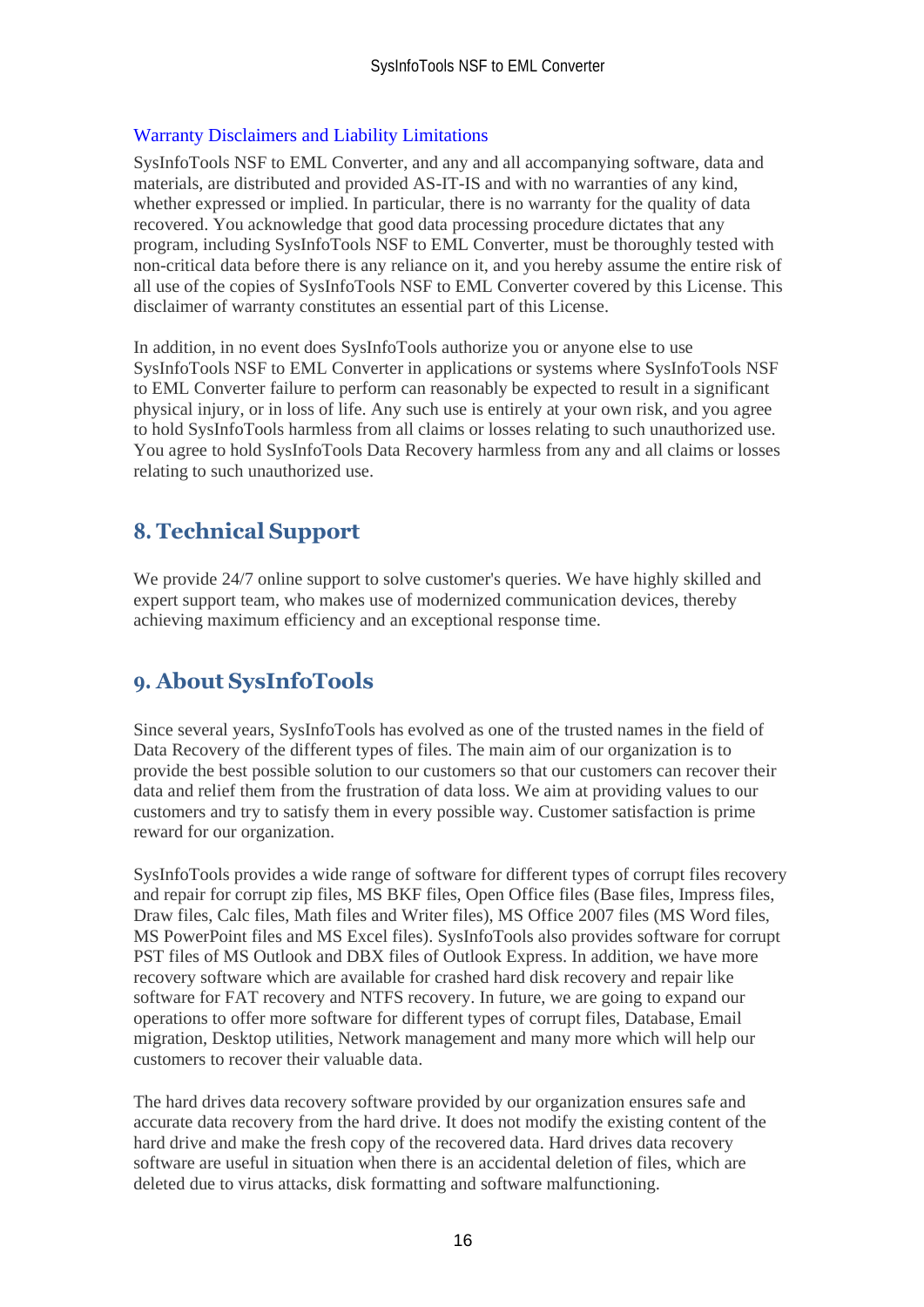### Warranty Disclaimers and Liability Limitations

SysInfoTools NSF to EML Converter, and any and all accompanying software, data and materials, are distributed and provided AS-IT-IS and with no warranties of any kind, whether expressed or implied. In particular, there is no warranty for the quality of data recovered. You acknowledge that good data processing procedure dictates that any program, including SysInfoTools NSF to EML Converter, must be thoroughly tested with non-critical data before there is any reliance on it, and you hereby assume the entire risk of all use of the copies of SysInfoTools NSF to EML Converter covered by this License. This disclaimer of warranty constitutes an essential part of this License.

In addition, in no event does SysInfoTools authorize you or anyone else to use SysInfoTools NSF to EML Converter in applications or systems where SysInfoTools NSF to EML Converter failure to perform can reasonably be expected to result in a significant physical injury, or in loss of life. Any such use is entirely at your own risk, and you agree to hold SysInfoTools harmless from all claims or losses relating to such unauthorized use. You agree to hold SysInfoTools Data Recovery harmless from any and all claims or losses relating to such unauthorized use.

## 8. Technical Support

We provide 24/7 online support to solve customer's queries. We have highly skilled and expert support team, who makes use of modernized communication devices, thereby achieving maximum efficiency and an exceptional response time.

## 9. About SysInfoTools

Since several years, SysInfoTools has evolved as one of the trusted names in the field of Data Recovery of the different types of files. The main aim of our organization is to provide the best possible solution to our customers so that our customers can recover their data and relief them from the frustration of data loss. We aim at providing values to our customers and try to satisfy them in every possible way. Customer satisfaction is prime reward for our organization.

SysInfoTools provides a wide range of software for different types of corrupt files recovery and repair for corrupt zip files, MS BKF files, Open Office files (Base files, Impress files, Draw files, Calc files, Math files and Writer files), MS Office 2007 files (MS Word files, MS PowerPoint files and MS Excel files). SysInfoTools also provides software for corrupt PST files of MS Outlook and DBX files of Outlook Express. In addition, we have more recovery software which are available for crashed hard disk recovery and repair like software for FAT recovery and NTFS recovery. In future, we are going to expand our operations to offer more software for different types of corrupt files, Database, Email migration, Desktop utilities, Network management and many more which will help our customers to recover their valuable data.

The hard drives data recovery software provided by our organization ensures safe and accurate data recovery from the hard drive. It does not modify the existing content of the hard drive and make the fresh copy of the recovered data. Hard drives data recovery software are useful in situation when there is an accidental deletion of files, which are deleted due to virus attacks, disk formatting and software malfunctioning.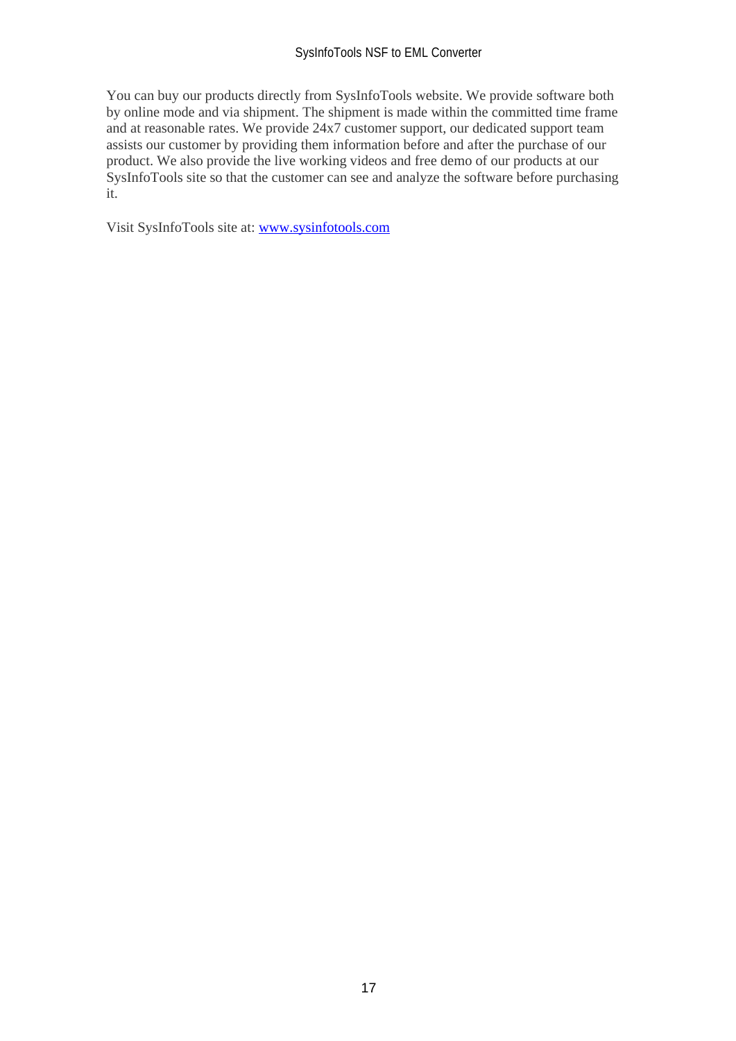You can buy our products directly from SysInfoTools website. We provide software both by online mode and via shipment. The shipment is made within the committed time frame and at reasonable rates. We provide 24x7 customer support, our dedicated support team assists our customer by providing them information before and after the purchase of our product. We also provide the live working videos and free demo of our products at our SysInfoTools site so that the customer can see and analyze the software before purchasing it.

Visit SysInfoTools site at: [www.sysinfotools.com](http://www.sysinfotools.com)